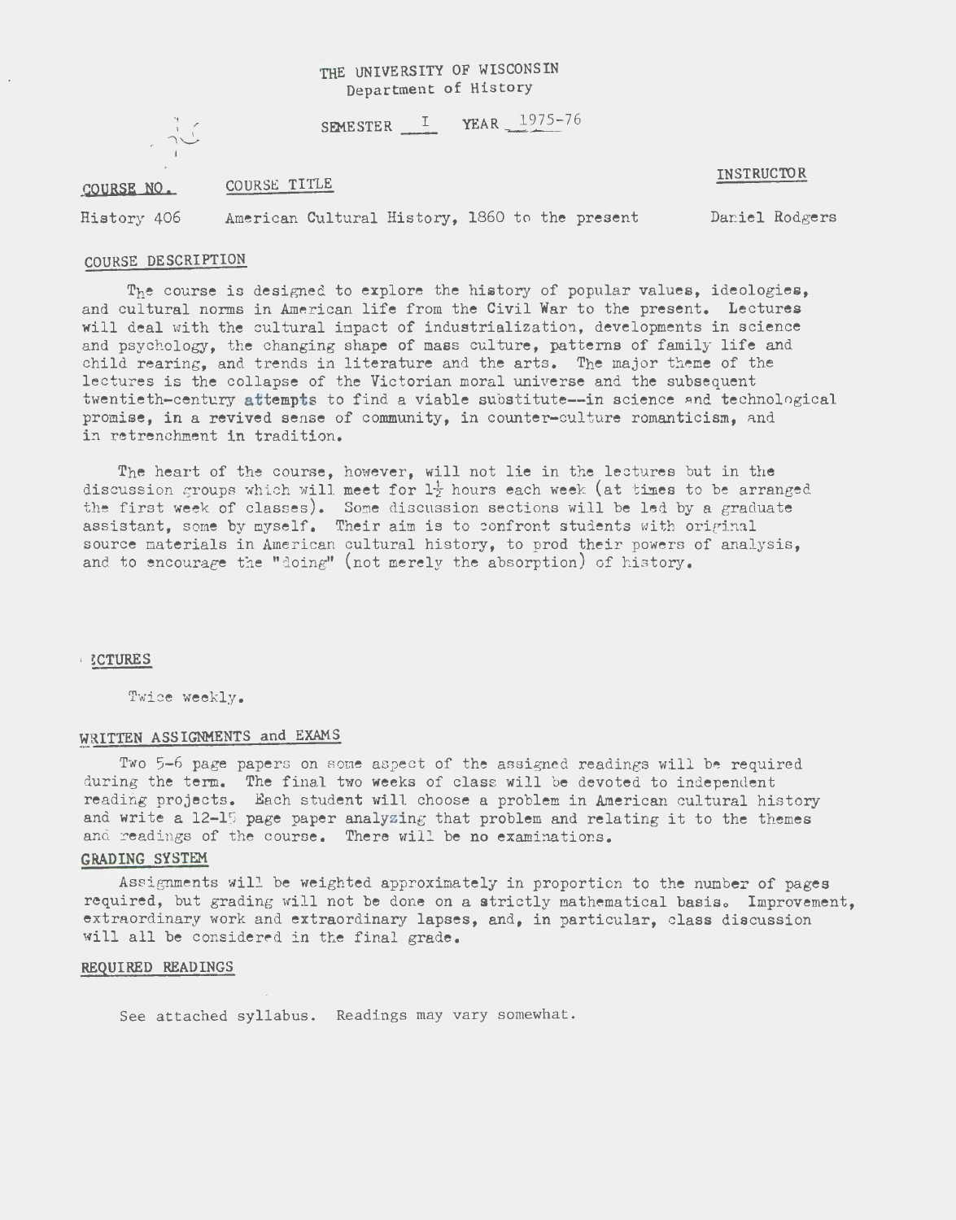THE UNIVERSITY OF WISCONSIN
Department of History

SEMESTER I YEAR 1975-76

| COURSE NO. | COURSE TITLE | INSTRUCTOR |
|---|---|---|
| History 406 | American Cultural History, 1860 to the present | Daniel Rodgers |

## COURSE DESCRIPTION

The course is designed to explore the history of popular values, ideologies, and cultural norms in American life from the Civil War to the present. Lectures will deal with the cultural impact of industrialization, developments in science and psychology, the changing shape of mass culture, patterns of family life and child rearing, and trends in literature and the arts. The major theme of the lectures is the collapse of the Victorian moral universe and the subsequent twentieth-century attempts to find a viable substitute--in science and technological promise, in a revived sense of community, in counter-culture romanticism, and in retrenchment in tradition.

The heart of the course, however, will not lie in the lectures but in the discussion groups which will meet for 1½ hours each week (at times to be arranged the first week of classes). Some discussion sections will be led by a graduate assistant, some by myself. Their aim is to confront students with original source materials in American cultural history, to prod their powers of analysis, and to encourage the "doing" (not merely the absorption) of history.

## LECTURES

Twice weekly.

## WRITTEN ASSIGNMENTS and EXAMS

Two 5-6 page papers on some aspect of the assigned readings will be required during the term. The final two weeks of class will be devoted to independent reading projects. Each student will choose a problem in American cultural history and write a 12-15 page paper analyzing that problem and relating it to the themes and readings of the course. There will be no examinations.

## GRADING SYSTEM

Assignments will be weighted approximately in proportion to the number of pages required, but grading will not be done on a strictly mathematical basis. Improvement, extraordinary work and extraordinary lapses, and, in particular, class discussion will all be considered in the final grade.

## REQUIRED READINGS

See attached syllabus. Readings may vary somewhat.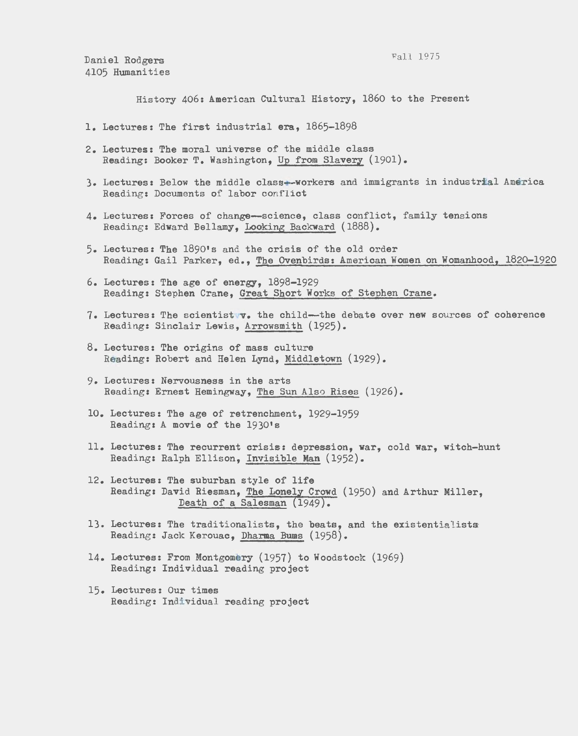Daniel Rodgers
4105 Humanities

Fall 1975

## History 406: American Cultural History, 1860 to the Present

1. Lectures: The first industrial era, 1865-1898

2. Lectures: The moral universe of the middle class
   Reading: Booker T. Washington, Up from Slavery (1901).

3. Lectures: Below the middle class--workers and immigrants in industrial America
   Reading: Documents of labor conflict

4. Lectures: Forces of change--science, class conflict, family tensions
   Reading: Edward Bellamy, Looking Backward (1888).

5. Lectures: The 1890's and the crisis of the old order
   Reading: Gail Parker, ed., The Ovenbirds: American Women on Womanhood, 1820-1920

6. Lectures: The age of energy, 1898-1929
   Reading: Stephen Crane, Great Short Works of Stephen Crane.

7. Lectures: The scientist v. the child--the debate over new sources of coherence
   Reading: Sinclair Lewis, Arrowsmith (1925).

8. Lectures: The origins of mass culture
   Reading: Robert and Helen Lynd, Middletown (1929).

9. Lectures: Nervousness in the arts
   Reading: Ernest Hemingway, The Sun Also Rises (1926).

10. Lectures: The age of retrenchment, 1929-1959
    Reading: A movie of the 1930's

11. Lectures: The recurrent crisis: depression, war, cold war, witch-hunt
    Reading: Ralph Ellison, Invisible Man (1952).

12. Lectures: The suburban style of life
    Reading: David Riesman, The Lonely Crowd (1950) and Arthur Miller, Death of a Salesman (1949).

13. Lectures: The traditionalists, the beats, and the existentialists
    Reading: Jack Kerouac, Dharma Bums (1958).

14. Lectures: From Montgomery (1957) to Woodstock (1969)
    Reading: Individual reading project

15. Lectures: Our times
    Reading: Individual reading project